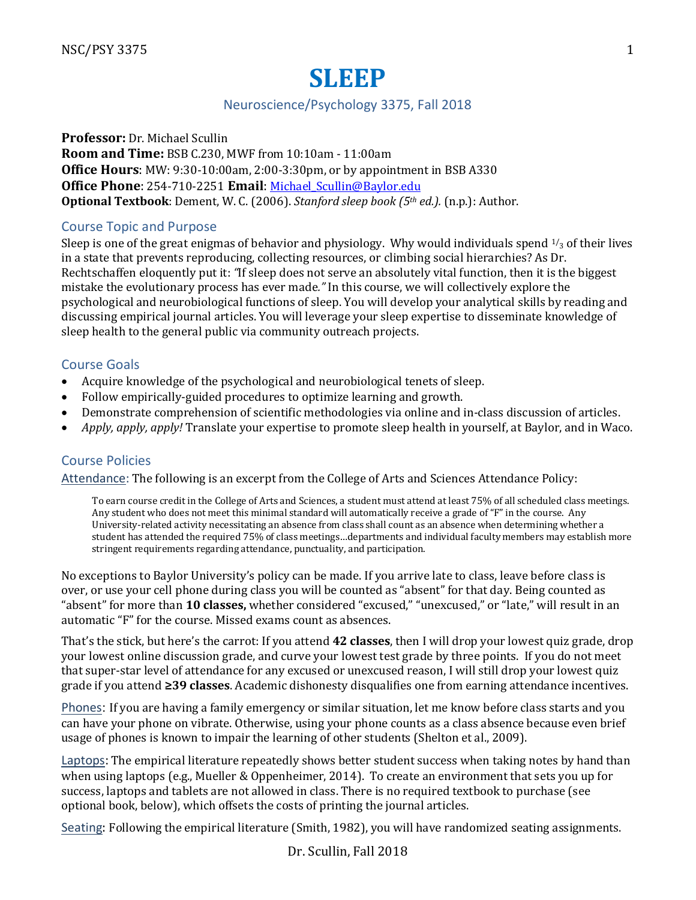# SLEEP

## Neuroscience/Psychology 3375, Fall 2018

**Professor:** Dr. Michael Scullin
**Room and Time:** BSB C.230, MWF from 10:10am - 11:00am
**Office Hours**: MW: 9:30-10:00am, 2:00-3:30pm, or by appointment in BSB A330
**Office Phone**: 254-710-2251 **Email**: Michael_Scullin@Baylor.edu
**Optional Textbook**: Dement, W. C. (2006). *Stanford sleep book (5th ed.).* (n.p.): Author.

### Course Topic and Purpose

Sleep is one of the great enigmas of behavior and physiology. Why would individuals spend 1/3 of their lives in a state that prevents reproducing, collecting resources, or climbing social hierarchies? As Dr. Rechtschaffen eloquently put it: *"If sleep does not serve an absolutely vital function, then it is the biggest mistake the evolutionary process has ever made."* In this course, we will collectively explore the psychological and neurobiological functions of sleep. You will develop your analytical skills by reading and discussing empirical journal articles. You will leverage your sleep expertise to disseminate knowledge of sleep health to the general public via community outreach projects.

### Course Goals

- Acquire knowledge of the psychological and neurobiological tenets of sleep.
- Follow empirically-guided procedures to optimize learning and growth.
- Demonstrate comprehension of scientific methodologies via online and in-class discussion of articles.
- *Apply, apply, apply!* Translate your expertise to promote sleep health in yourself, at Baylor, and in Waco.

### Course Policies

Attendance: The following is an excerpt from the College of Arts and Sciences Attendance Policy:

> To earn course credit in the College of Arts and Sciences, a student must attend at least 75% of all scheduled class meetings. Any student who does not meet this minimal standard will automatically receive a grade of "F" in the course. Any University-related activity necessitating an absence from class shall count as an absence when determining whether a student has attended the required 75% of class meetings…departments and individual faculty members may establish more stringent requirements regarding attendance, punctuality, and participation.

No exceptions to Baylor University's policy can be made. If you arrive late to class, leave before class is over, or use your cell phone during class you will be counted as "absent" for that day. Being counted as "absent" for more than **10 classes,** whether considered "excused," "unexcused," or "late," will result in an automatic "F" for the course. Missed exams count as absences.

That's the stick, but here's the carrot: If you attend **42 classes**, then I will drop your lowest quiz grade, drop your lowest online discussion grade, and curve your lowest test grade by three points. If you do not meet that super-star level of attendance for any excused or unexcused reason, I will still drop your lowest quiz grade if you attend **≥39 classes**. Academic dishonesty disqualifies one from earning attendance incentives.

Phones: If you are having a family emergency or similar situation, let me know before class starts and you can have your phone on vibrate. Otherwise, using your phone counts as a class absence because even brief usage of phones is known to impair the learning of other students (Shelton et al., 2009).

Laptops: The empirical literature repeatedly shows better student success when taking notes by hand than when using laptops (e.g., Mueller & Oppenheimer, 2014). To create an environment that sets you up for success, laptops and tablets are not allowed in class. There is no required textbook to purchase (see optional book, below), which offsets the costs of printing the journal articles.

Seating: Following the empirical literature (Smith, 1982), you will have randomized seating assignments.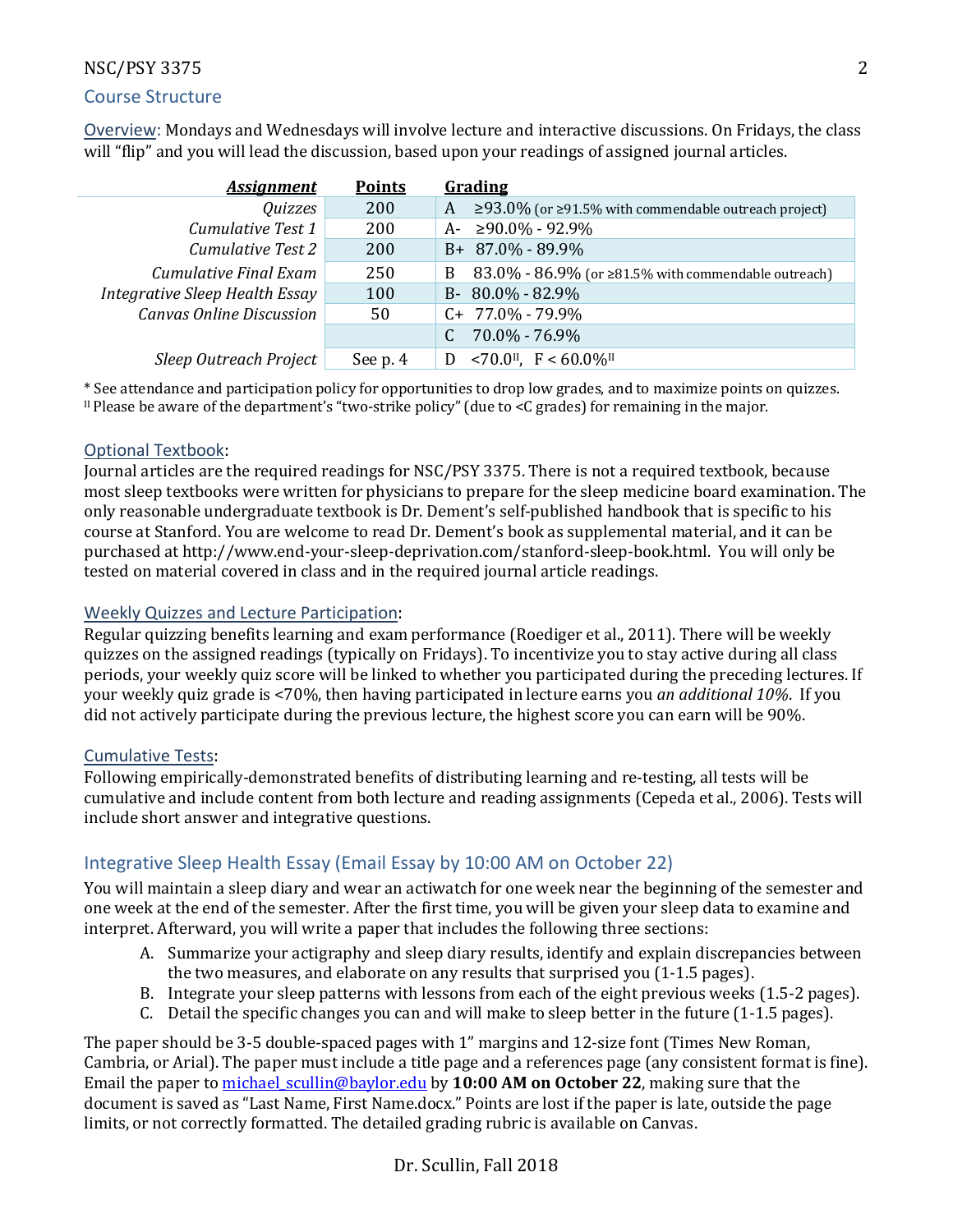## Course Structure

Overview: Mondays and Wednesdays will involve lecture and interactive discussions. On Fridays, the class will "flip" and you will lead the discussion, based upon your readings of assigned journal articles.

| *Assignment* | Points | Grading |
|---|---|---|
| *Quizzes* | 200 | A ≥93.0% (or ≥91.5% with commendable outreach project) |
| *Cumulative Test 1* | 200 | A- ≥90.0% - 92.9% |
| *Cumulative Test 2* | 200 | B+ 87.0% - 89.9% |
| *Cumulative Final Exam* | 250 | B 83.0% - 86.9% (or ≥81.5% with commendable outreach) |
| *Integrative Sleep Health Essay* | 100 | B- 80.0% - 82.9% |
| *Canvas Online Discussion* | 50 | C+ 77.0% - 79.9% |
| | | C 70.0% - 76.9% |
| *Sleep Outreach Project* | See p. 4 | D <70.0[II], F < 60.0%[II] |

* See attendance and participation policy for opportunities to drop low grades, and to maximize points on quizzes.
[II] Please be aware of the department's "two-strike policy" (due to <C grades) for remaining in the major.

### Optional Textbook:

Journal articles are the required readings for NSC/PSY 3375. There is not a required textbook, because most sleep textbooks were written for physicians to prepare for the sleep medicine board examination. The only reasonable undergraduate textbook is Dr. Dement's self-published handbook that is specific to his course at Stanford. You are welcome to read Dr. Dement's book as supplemental material, and it can be purchased at http://www.end-your-sleep-deprivation.com/stanford-sleep-book.html. You will only be tested on material covered in class and in the required journal article readings.

### Weekly Quizzes and Lecture Participation:

Regular quizzing benefits learning and exam performance (Roediger et al., 2011). There will be weekly quizzes on the assigned readings (typically on Fridays). To incentivize you to stay active during all class periods, your weekly quiz score will be linked to whether you participated during the preceding lectures. If your weekly quiz grade is <70%, then having participated in lecture earns you *an additional 10%*. If you did not actively participate during the previous lecture, the highest score you can earn will be 90%.

### Cumulative Tests:

Following empirically-demonstrated benefits of distributing learning and re-testing, all tests will be cumulative and include content from both lecture and reading assignments (Cepeda et al., 2006). Tests will include short answer and integrative questions.

## Integrative Sleep Health Essay (Email Essay by 10:00 AM on October 22)

You will maintain a sleep diary and wear an actiwatch for one week near the beginning of the semester and one week at the end of the semester. After the first time, you will be given your sleep data to examine and interpret. Afterward, you will write a paper that includes the following three sections:

A. Summarize your actigraphy and sleep diary results, identify and explain discrepancies between the two measures, and elaborate on any results that surprised you (1-1.5 pages).
B. Integrate your sleep patterns with lessons from each of the eight previous weeks (1.5-2 pages).
C. Detail the specific changes you can and will make to sleep better in the future (1-1.5 pages).

The paper should be 3-5 double-spaced pages with 1" margins and 12-size font (Times New Roman, Cambria, or Arial). The paper must include a title page and a references page (any consistent format is fine). Email the paper to michael_scullin@baylor.edu by **10:00 AM on October 22**, making sure that the document is saved as "Last Name, First Name.docx." Points are lost if the paper is late, outside the page limits, or not correctly formatted. The detailed grading rubric is available on Canvas.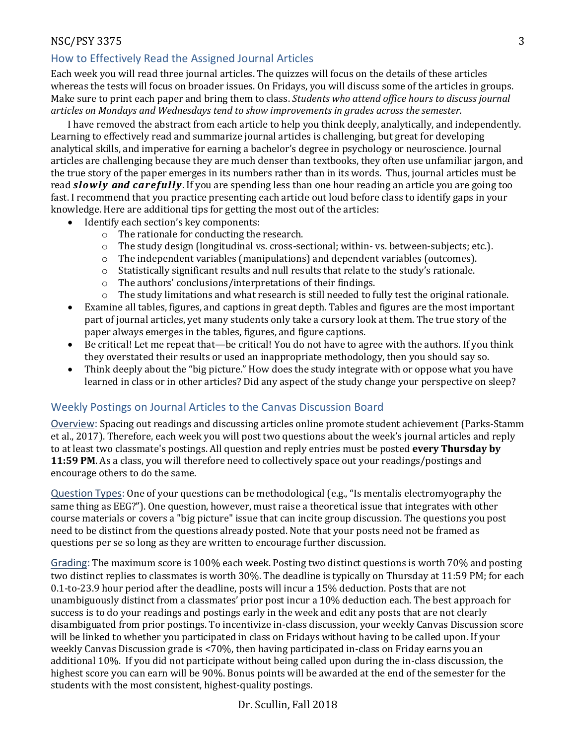## How to Effectively Read the Assigned Journal Articles

Each week you will read three journal articles. The quizzes will focus on the details of these articles whereas the tests will focus on broader issues. On Fridays, you will discuss some of the articles in groups. Make sure to print each paper and bring them to class. *Students who attend office hours to discuss journal articles on Mondays and Wednesdays tend to show improvements in grades across the semester.*

I have removed the abstract from each article to help you think deeply, analytically, and independently. Learning to effectively read and summarize journal articles is challenging, but great for developing analytical skills, and imperative for earning a bachelor's degree in psychology or neuroscience. Journal articles are challenging because they are much denser than textbooks, they often use unfamiliar jargon, and the true story of the paper emerges in its numbers rather than in its words. Thus, journal articles must be read ***slowly and carefully***. If you are spending less than one hour reading an article you are going too fast. I recommend that you practice presenting each article out loud before class to identify gaps in your knowledge. Here are additional tips for getting the most out of the articles:

- Identify each section's key components:
  - The rationale for conducting the research.
  - The study design (longitudinal vs. cross-sectional; within- vs. between-subjects; etc.).
  - The independent variables (manipulations) and dependent variables (outcomes).
  - Statistically significant results and null results that relate to the study's rationale.
  - The authors' conclusions/interpretations of their findings.
  - The study limitations and what research is still needed to fully test the original rationale.
- Examine all tables, figures, and captions in great depth. Tables and figures are the most important part of journal articles, yet many students only take a cursory look at them. The true story of the paper always emerges in the tables, figures, and figure captions.
- Be critical! Let me repeat that—be critical! You do not have to agree with the authors. If you think they overstated their results or used an inappropriate methodology, then you should say so.
- Think deeply about the "big picture." How does the study integrate with or oppose what you have learned in class or in other articles? Did any aspect of the study change your perspective on sleep?

## Weekly Postings on Journal Articles to the Canvas Discussion Board

Overview: Spacing out readings and discussing articles online promote student achievement (Parks-Stamm et al., 2017). Therefore, each week you will post two questions about the week's journal articles and reply to at least two classmate's postings. All question and reply entries must be posted **every Thursday by 11:59 PM**. As a class, you will therefore need to collectively space out your readings/postings and encourage others to do the same.

Question Types: One of your questions can be methodological (e.g., "Is mentalis electromyography the same thing as EEG?"). One question, however, must raise a theoretical issue that integrates with other course materials or covers a "big picture" issue that can incite group discussion. The questions you post need to be distinct from the questions already posted. Note that your posts need not be framed as questions per se so long as they are written to encourage further discussion.

Grading: The maximum score is 100% each week. Posting two distinct questions is worth 70% and posting two distinct replies to classmates is worth 30%. The deadline is typically on Thursday at 11:59 PM; for each 0.1-to-23.9 hour period after the deadline, posts will incur a 15% deduction. Posts that are not unambiguously distinct from a classmates' prior post incur a 10% deduction each. The best approach for success is to do your readings and postings early in the week and edit any posts that are not clearly disambiguated from prior postings. To incentivize in-class discussion, your weekly Canvas Discussion score will be linked to whether you participated in class on Fridays without having to be called upon. If your weekly Canvas Discussion grade is <70%, then having participated in-class on Friday earns you an additional 10%. If you did not participate without being called upon during the in-class discussion, the highest score you can earn will be 90%. Bonus points will be awarded at the end of the semester for the students with the most consistent, highest-quality postings.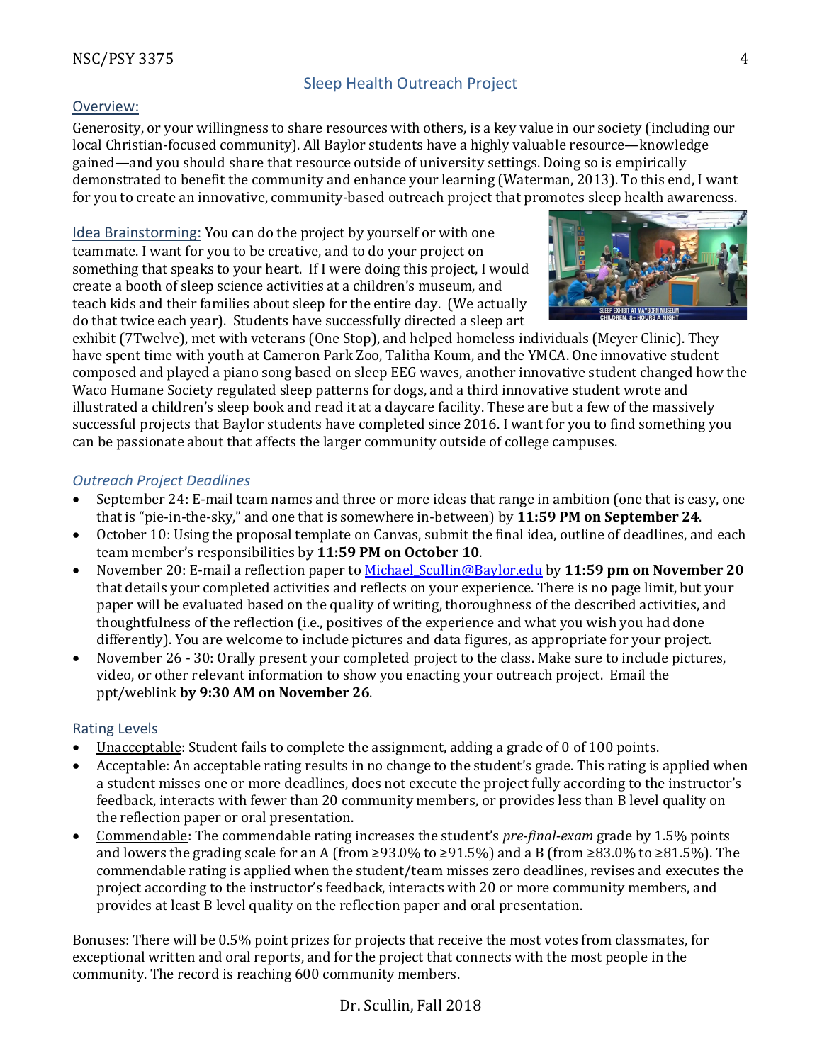## Sleep Health Outreach Project

### Overview:

Generosity, or your willingness to share resources with others, is a key value in our society (including our local Christian-focused community). All Baylor students have a highly valuable resource—knowledge gained—and you should share that resource outside of university settings. Doing so is empirically demonstrated to benefit the community and enhance your learning (Waterman, 2013). To this end, I want for you to create an innovative, community-based outreach project that promotes sleep health awareness.

### Idea Brainstorming:

You can do the project by yourself or with one teammate. I want for you to be creative, and to do your project on something that speaks to your heart. If I were doing this project, I would create a booth of sleep science activities at a children's museum, and teach kids and their families about sleep for the entire day. (We actually do that twice each year). Students have successfully directed a sleep art exhibit (7Twelve), met with veterans (One Stop), and helped homeless individuals (Meyer Clinic). They have spent time with youth at Cameron Park Zoo, Talitha Koum, and the YMCA. One innovative student composed and played a piano song based on sleep EEG waves, another innovative student changed how the Waco Humane Society regulated sleep patterns for dogs, and a third innovative student wrote and illustrated a children's sleep book and read it at a daycare facility. These are but a few of the massively successful projects that Baylor students have completed since 2016. I want for you to find something you can be passionate about that affects the larger community outside of college campuses.

### *Outreach Project Deadlines*

- September 24: E-mail team names and three or more ideas that range in ambition (one that is easy, one that is "pie-in-the-sky," and one that is somewhere in-between) by **11:59 PM on September 24**.
- October 10: Using the proposal template on Canvas, submit the final idea, outline of deadlines, and each team member's responsibilities by **11:59 PM on October 10**.
- November 20: E-mail a reflection paper to Michael_Scullin@Baylor.edu by **11:59 pm on November 20** that details your completed activities and reflects on your experience. There is no page limit, but your paper will be evaluated based on the quality of writing, thoroughness of the described activities, and thoughtfulness of the reflection (i.e., positives of the experience and what you wish you had done differently). You are welcome to include pictures and data figures, as appropriate for your project.
- November 26 - 30: Orally present your completed project to the class. Make sure to include pictures, video, or other relevant information to show you enacting your outreach project. Email the ppt/weblink **by 9:30 AM on November 26**.

### Rating Levels

- Unacceptable: Student fails to complete the assignment, adding a grade of 0 of 100 points.
- Acceptable: An acceptable rating results in no change to the student's grade. This rating is applied when a student misses one or more deadlines, does not execute the project fully according to the instructor's feedback, interacts with fewer than 20 community members, or provides less than B level quality on the reflection paper or oral presentation.
- Commendable: The commendable rating increases the student's *pre-final-exam* grade by 1.5% points and lowers the grading scale for an A (from ≥93.0% to ≥91.5%) and a B (from ≥83.0% to ≥81.5%). The commendable rating is applied when the student/team misses zero deadlines, revises and executes the project according to the instructor's feedback, interacts with 20 or more community members, and provides at least B level quality on the reflection paper and oral presentation.

Bonuses: There will be 0.5% point prizes for projects that receive the most votes from classmates, for exceptional written and oral reports, and for the project that connects with the most people in the community. The record is reaching 600 community members.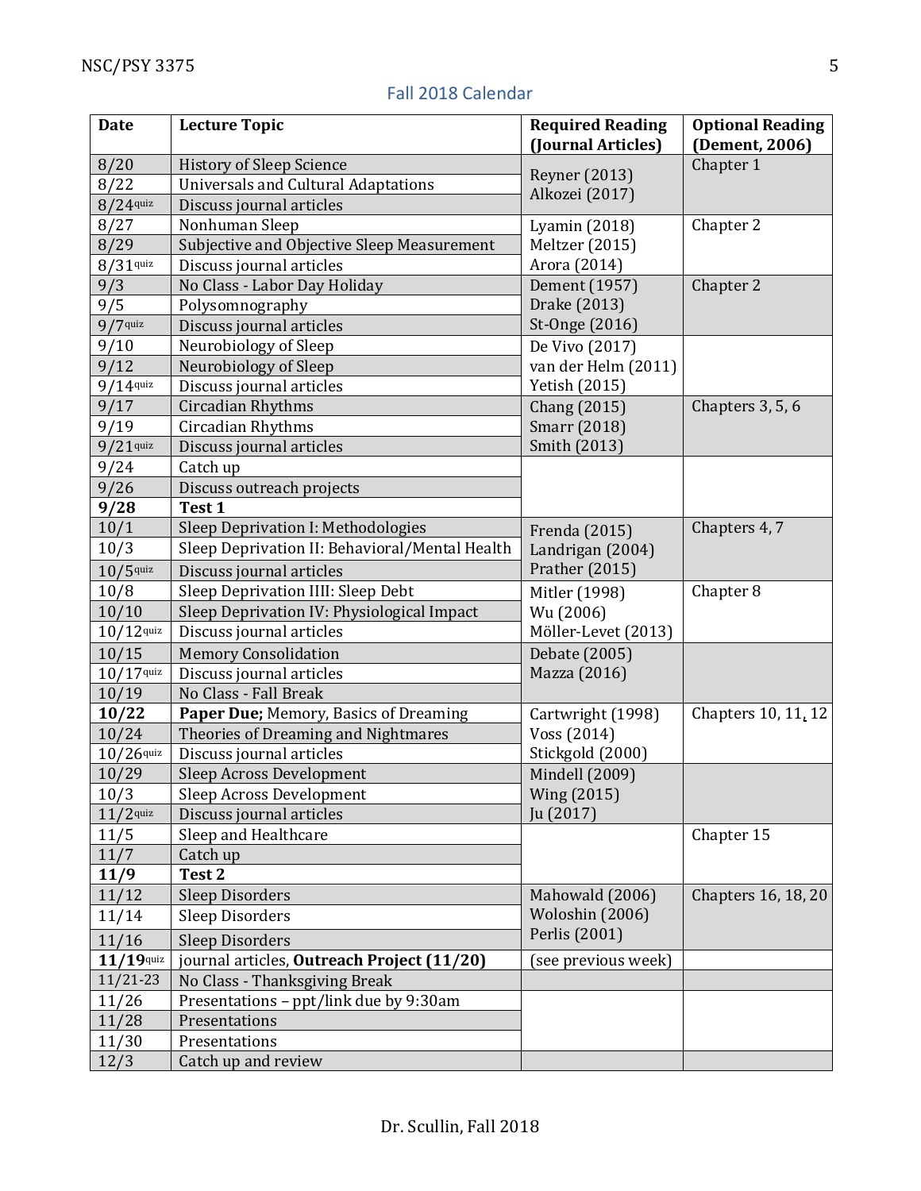## Fall 2018 Calendar

| Date | Lecture Topic | Required Reading (Journal Articles) | Optional Reading (Dement, 2006) |
|---|---|---|---|
| 8/20 | History of Sleep Science | Reyner (2013) Alkozei (2017) | Chapter 1 |
| 8/22 | Universals and Cultural Adaptations | | |
| 8/24 quiz | Discuss journal articles | | |
| 8/27 | Nonhuman Sleep | Lyamin (2018) | Chapter 2 |
| 8/29 | Subjective and Objective Sleep Measurement | Meltzer (2015) | |
| 8/31 quiz | Discuss journal articles | Arora (2014) | |
| 9/3 | No Class - Labor Day Holiday | Dement (1957) | Chapter 2 |
| 9/5 | Polysomnography | Drake (2013) | |
| 9/7 quiz | Discuss journal articles | St-Onge (2016) | |
| 9/10 | Neurobiology of Sleep | De Vivo (2017) | |
| 9/12 | Neurobiology of Sleep | van der Helm (2011) | |
| 9/14 quiz | Discuss journal articles | Yetish (2015) | |
| 9/17 | Circadian Rhythms | Chang (2015) | Chapters 3, 5, 6 |
| 9/19 | Circadian Rhythms | Smarr (2018) | |
| 9/21 quiz | Discuss journal articles | Smith (2013) | |
| 9/24 | Catch up | | |
| 9/26 | Discuss outreach projects | | |
| **9/28** | **Test 1** | | |
| 10/1 | Sleep Deprivation I: Methodologies | Frenda (2015) | Chapters 4, 7 |
| 10/3 | Sleep Deprivation II: Behavioral/Mental Health | Landrigan (2004) | |
| 10/5 quiz | Discuss journal articles | Prather (2015) | |
| 10/8 | Sleep Deprivation IIII: Sleep Debt | Mitler (1998) | Chapter 8 |
| 10/10 | Sleep Deprivation IV: Physiological Impact | Wu (2006) | |
| 10/12 quiz | Discuss journal articles | Möller-Levet (2013) | |
| 10/15 | Memory Consolidation | Debate (2005) | |
| 10/17 quiz | Discuss journal articles | Mazza (2016) | |
| 10/19 | No Class - Fall Break | | |
| **10/22** | **Paper Due;** Memory, Basics of Dreaming | Cartwright (1998) | Chapters 10, 11, 12 |
| 10/24 | Theories of Dreaming and Nightmares | Voss (2014) | |
| 10/26 quiz | Discuss journal articles | Stickgold (2000) | |
| 10/29 | Sleep Across Development | Mindell (2009) | |
| 10/3 | Sleep Across Development | Wing (2015) | |
| 11/2 quiz | Discuss journal articles | Ju (2017) | |
| 11/5 | Sleep and Healthcare | | Chapter 15 |
| 11/7 | Catch up | | |
| **11/9** | **Test 2** | | |
| 11/12 | Sleep Disorders | Mahowald (2006) | Chapters 16, 18, 20 |
| 11/14 | Sleep Disorders | Woloshin (2006) | |
| 11/16 | Sleep Disorders | Perlis (2001) | |
| **11/19** quiz | journal articles, **Outreach Project (11/20)** | (see previous week) | |
| 11/21-23 | No Class - Thanksgiving Break | | |
| 11/26 | Presentations – ppt/link due by 9:30am | | |
| 11/28 | Presentations | | |
| 11/30 | Presentations | | |
| 12/3 | Catch up and review | | |

Dr. Scullin, Fall 2018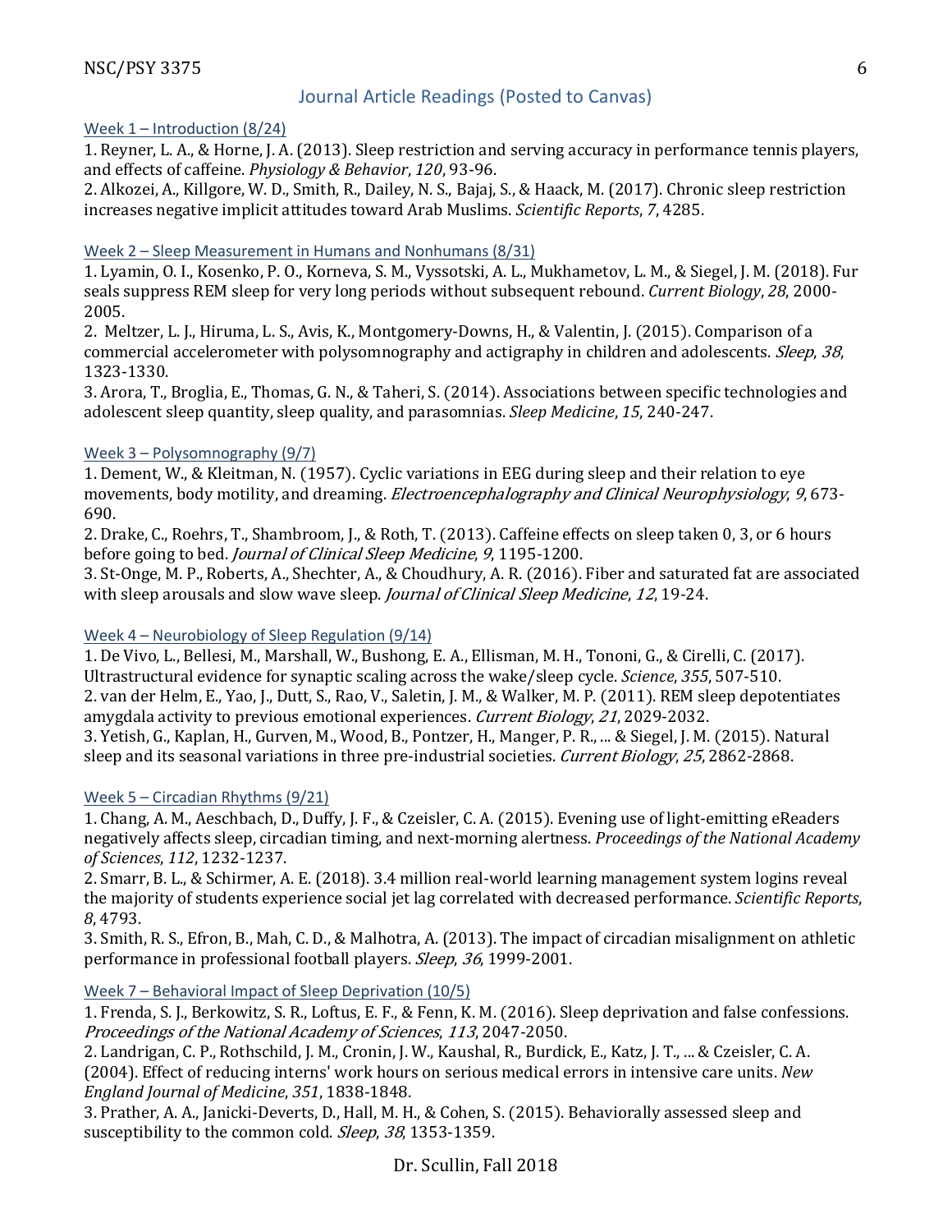## Journal Article Readings (Posted to Canvas)

### Week 1 – Introduction (8/24)

1. Reyner, L. A., & Horne, J. A. (2013). Sleep restriction and serving accuracy in performance tennis players, and effects of caffeine. *Physiology & Behavior*, *120*, 93-96.
2. Alkozei, A., Killgore, W. D., Smith, R., Dailey, N. S., Bajaj, S., & Haack, M. (2017). Chronic sleep restriction increases negative implicit attitudes toward Arab Muslims. *Scientific Reports*, *7*, 4285.

### Week 2 – Sleep Measurement in Humans and Nonhumans (8/31)

1. Lyamin, O. I., Kosenko, P. O., Korneva, S. M., Vyssotski, A. L., Mukhametov, L. M., & Siegel, J. M. (2018). Fur seals suppress REM sleep for very long periods without subsequent rebound. *Current Biology*, *28*, 2000-2005.
2. Meltzer, L. J., Hiruma, L. S., Avis, K., Montgomery-Downs, H., & Valentin, J. (2015). Comparison of a commercial accelerometer with polysomnography and actigraphy in children and adolescents. *Sleep*, *38*, 1323-1330.
3. Arora, T., Broglia, E., Thomas, G. N., & Taheri, S. (2014). Associations between specific technologies and adolescent sleep quantity, sleep quality, and parasomnias. *Sleep Medicine*, *15*, 240-247.

### Week 3 – Polysomnography (9/7)

1. Dement, W., & Kleitman, N. (1957). Cyclic variations in EEG during sleep and their relation to eye movements, body motility, and dreaming. *Electroencephalography and Clinical Neurophysiology*, *9*, 673-690.
2. Drake, C., Roehrs, T., Shambroom, J., & Roth, T. (2013). Caffeine effects on sleep taken 0, 3, or 6 hours before going to bed. *Journal of Clinical Sleep Medicine*, *9*, 1195-1200.
3. St-Onge, M. P., Roberts, A., Shechter, A., & Choudhury, A. R. (2016). Fiber and saturated fat are associated with sleep arousals and slow wave sleep. *Journal of Clinical Sleep Medicine*, *12*, 19-24.

### Week 4 – Neurobiology of Sleep Regulation (9/14)

1. De Vivo, L., Bellesi, M., Marshall, W., Bushong, E. A., Ellisman, M. H., Tononi, G., & Cirelli, C. (2017). Ultrastructural evidence for synaptic scaling across the wake/sleep cycle. *Science*, *355*, 507-510.
2. van der Helm, E., Yao, J., Dutt, S., Rao, V., Saletin, J. M., & Walker, M. P. (2011). REM sleep depotentiates amygdala activity to previous emotional experiences. *Current Biology*, *21*, 2029-2032.
3. Yetish, G., Kaplan, H., Gurven, M., Wood, B., Pontzer, H., Manger, P. R., ... & Siegel, J. M. (2015). Natural sleep and its seasonal variations in three pre-industrial societies. *Current Biology*, *25*, 2862-2868.

### Week 5 – Circadian Rhythms (9/21)

1. Chang, A. M., Aeschbach, D., Duffy, J. F., & Czeisler, C. A. (2015). Evening use of light-emitting eReaders negatively affects sleep, circadian timing, and next-morning alertness. *Proceedings of the National Academy of Sciences*, *112*, 1232-1237.
2. Smarr, B. L., & Schirmer, A. E. (2018). 3.4 million real-world learning management system logins reveal the majority of students experience social jet lag correlated with decreased performance. *Scientific Reports*, *8*, 4793.
3. Smith, R. S., Efron, B., Mah, C. D., & Malhotra, A. (2013). The impact of circadian misalignment on athletic performance in professional football players. *Sleep*, *36*, 1999-2001.

### Week 7 – Behavioral Impact of Sleep Deprivation (10/5)

1. Frenda, S. J., Berkowitz, S. R., Loftus, E. F., & Fenn, K. M. (2016). Sleep deprivation and false confessions. *Proceedings of the National Academy of Sciences*, *113*, 2047-2050.
2. Landrigan, C. P., Rothschild, J. M., Cronin, J. W., Kaushal, R., Burdick, E., Katz, J. T., ... & Czeisler, C. A. (2004). Effect of reducing interns' work hours on serious medical errors in intensive care units. *New England Journal of Medicine*, *351*, 1838-1848.
3. Prather, A. A., Janicki-Deverts, D., Hall, M. H., & Cohen, S. (2015). Behaviorally assessed sleep and susceptibility to the common cold. *Sleep*, *38*, 1353-1359.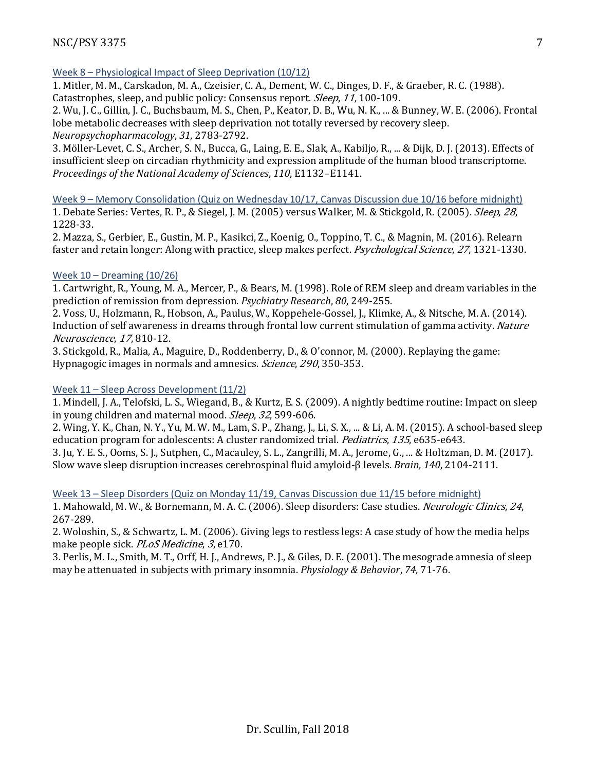### Week 8 – Physiological Impact of Sleep Deprivation (10/12)

1. Mitler, M. M., Carskadon, M. A., Czeisier, C. A., Dement, W. C., Dinges, D. F., & Graeber, R. C. (1988). Catastrophes, sleep, and public policy: Consensus report. *Sleep*, *11*, 100-109.
2. Wu, J. C., Gillin, J. C., Buchsbaum, M. S., Chen, P., Keator, D. B., Wu, N. K., ... & Bunney, W. E. (2006). Frontal lobe metabolic decreases with sleep deprivation not totally reversed by recovery sleep. *Neuropsychopharmacology*, *31*, 2783-2792.
3. Möller-Levet, C. S., Archer, S. N., Bucca, G., Laing, E. E., Slak, A., Kabiljo, R., ... & Dijk, D. J. (2013). Effects of insufficient sleep on circadian rhythmicity and expression amplitude of the human blood transcriptome. *Proceedings of the National Academy of Sciences*, *110*, E1132–E1141.

### Week 9 – Memory Consolidation (Quiz on Wednesday 10/17, Canvas Discussion due 10/16 before midnight)

1. Debate Series: Vertes, R. P., & Siegel, J. M. (2005) versus Walker, M. & Stickgold, R. (2005). *Sleep*, *28*, 1228-33.
2. Mazza, S., Gerbier, E., Gustin, M. P., Kasikci, Z., Koenig, O., Toppino, T. C., & Magnin, M. (2016). Relearn faster and retain longer: Along with practice, sleep makes perfect. *Psychological Science*, *27*, 1321-1330.

### Week 10 – Dreaming (10/26)

1. Cartwright, R., Young, M. A., Mercer, P., & Bears, M. (1998). Role of REM sleep and dream variables in the prediction of remission from depression. *Psychiatry Research*, *80*, 249-255.
2. Voss, U., Holzmann, R., Hobson, A., Paulus, W., Koppehele-Gossel, J., Klimke, A., & Nitsche, M. A. (2014). Induction of self awareness in dreams through frontal low current stimulation of gamma activity. *Nature Neuroscience*, *17*, 810-12.
3. Stickgold, R., Malia, A., Maguire, D., Roddenberry, D., & O'connor, M. (2000). Replaying the game: Hypnagogic images in normals and amnesics. *Science*, *290*, 350-353.

### Week 11 – Sleep Across Development (11/2)

1. Mindell, J. A., Telofski, L. S., Wiegand, B., & Kurtz, E. S. (2009). A nightly bedtime routine: Impact on sleep in young children and maternal mood. *Sleep*, *32*, 599-606.
2. Wing, Y. K., Chan, N. Y., Yu, M. W. M., Lam, S. P., Zhang, J., Li, S. X., ... & Li, A. M. (2015). A school-based sleep education program for adolescents: A cluster randomized trial. *Pediatrics*, *135*, e635-e643.
3. Ju, Y. E. S., Ooms, S. J., Sutphen, C., Macauley, S. L., Zangrilli, M. A., Jerome, G., ... & Holtzman, D. M. (2017). Slow wave sleep disruption increases cerebrospinal fluid amyloid-β levels. *Brain*, *140*, 2104-2111.

### Week 13 – Sleep Disorders (Quiz on Monday 11/19, Canvas Discussion due 11/15 before midnight)

1. Mahowald, M. W., & Bornemann, M. A. C. (2006). Sleep disorders: Case studies. *Neurologic Clinics*, *24*, 267-289.
2. Woloshin, S., & Schwartz, L. M. (2006). Giving legs to restless legs: A case study of how the media helps make people sick. *PLoS Medicine*, *3*, e170.
3. Perlis, M. L., Smith, M. T., Orff, H. J., Andrews, P. J., & Giles, D. E. (2001). The mesograde amnesia of sleep may be attenuated in subjects with primary insomnia. *Physiology & Behavior*, *74*, 71-76.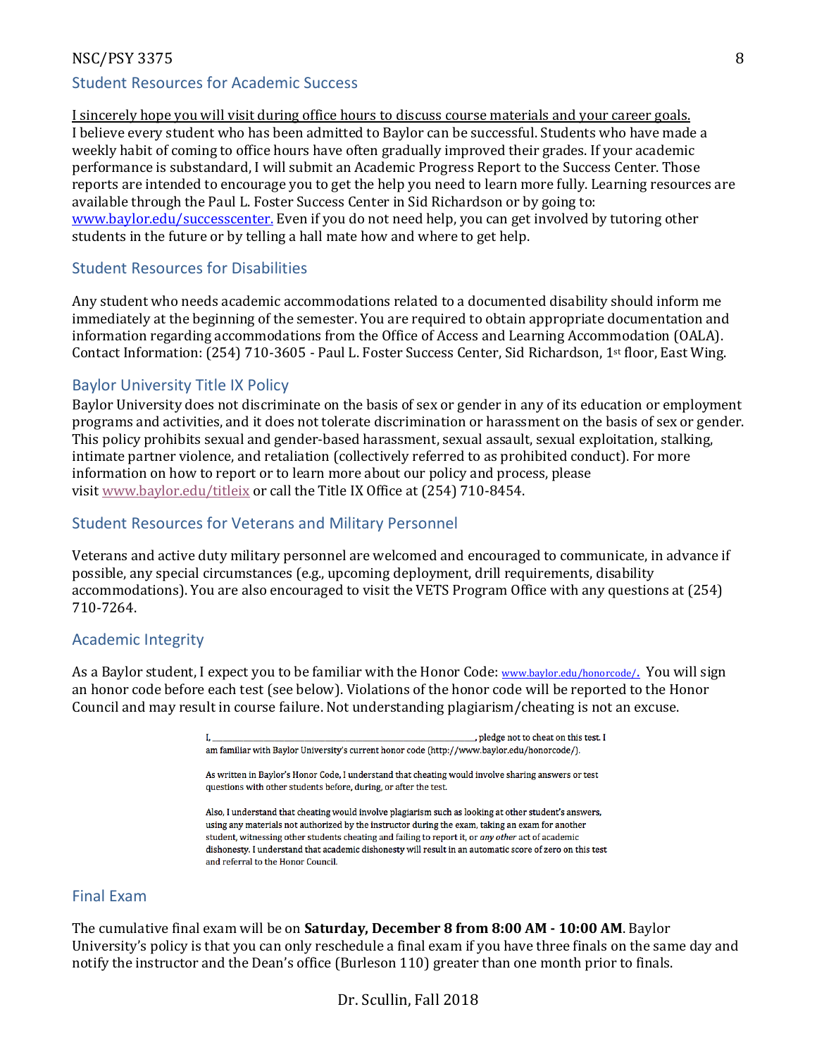## Student Resources for Academic Success

I sincerely hope you will visit during office hours to discuss course materials and your career goals. I believe every student who has been admitted to Baylor can be successful. Students who have made a weekly habit of coming to office hours have often gradually improved their grades. If your academic performance is substandard, I will submit an Academic Progress Report to the Success Center. Those reports are intended to encourage you to get the help you need to learn more fully. Learning resources are available through the Paul L. Foster Success Center in Sid Richardson or by going to: www.baylor.edu/successcenter. Even if you do not need help, you can get involved by tutoring other students in the future or by telling a hall mate how and where to get help.

## Student Resources for Disabilities

Any student who needs academic accommodations related to a documented disability should inform me immediately at the beginning of the semester. You are required to obtain appropriate documentation and information regarding accommodations from the Office of Access and Learning Accommodation (OALA). Contact Information: (254) 710-3605 - Paul L. Foster Success Center, Sid Richardson, 1st floor, East Wing.

## Baylor University Title IX Policy

Baylor University does not discriminate on the basis of sex or gender in any of its education or employment programs and activities, and it does not tolerate discrimination or harassment on the basis of sex or gender. This policy prohibits sexual and gender-based harassment, sexual assault, sexual exploitation, stalking, intimate partner violence, and retaliation (collectively referred to as prohibited conduct). For more information on how to report or to learn more about our policy and process, please visit www.baylor.edu/titleix or call the Title IX Office at (254) 710-8454.

## Student Resources for Veterans and Military Personnel

Veterans and active duty military personnel are welcomed and encouraged to communicate, in advance if possible, any special circumstances (e.g., upcoming deployment, drill requirements, disability accommodations). You are also encouraged to visit the VETS Program Office with any questions at (254) 710-7264.

## Academic Integrity

As a Baylor student, I expect you to be familiar with the Honor Code: www.baylor.edu/honorcode/. You will sign an honor code before each test (see below). Violations of the honor code will be reported to the Honor Council and may result in course failure. Not understanding plagiarism/cheating is not an excuse.

> I, ______________________________, pledge not to cheat on this test. I am familiar with Baylor University's current honor code (http://www.baylor.edu/honorcode/).
>
> As written in Baylor's Honor Code, I understand that cheating would involve sharing answers or test questions with other students before, during, or after the test.
>
> Also, I understand that cheating would involve plagiarism such as looking at other student's answers, using any materials not authorized by the instructor during the exam, taking an exam for another student, witnessing other students cheating and failing to report it, or *any other* act of academic dishonesty. I understand that academic dishonesty will result in an automatic score of zero on this test and referral to the Honor Council.

## Final Exam

The cumulative final exam will be on **Saturday, December 8 from 8:00 AM - 10:00 AM**. Baylor University's policy is that you can only reschedule a final exam if you have three finals on the same day and notify the instructor and the Dean's office (Burleson 110) greater than one month prior to finals.